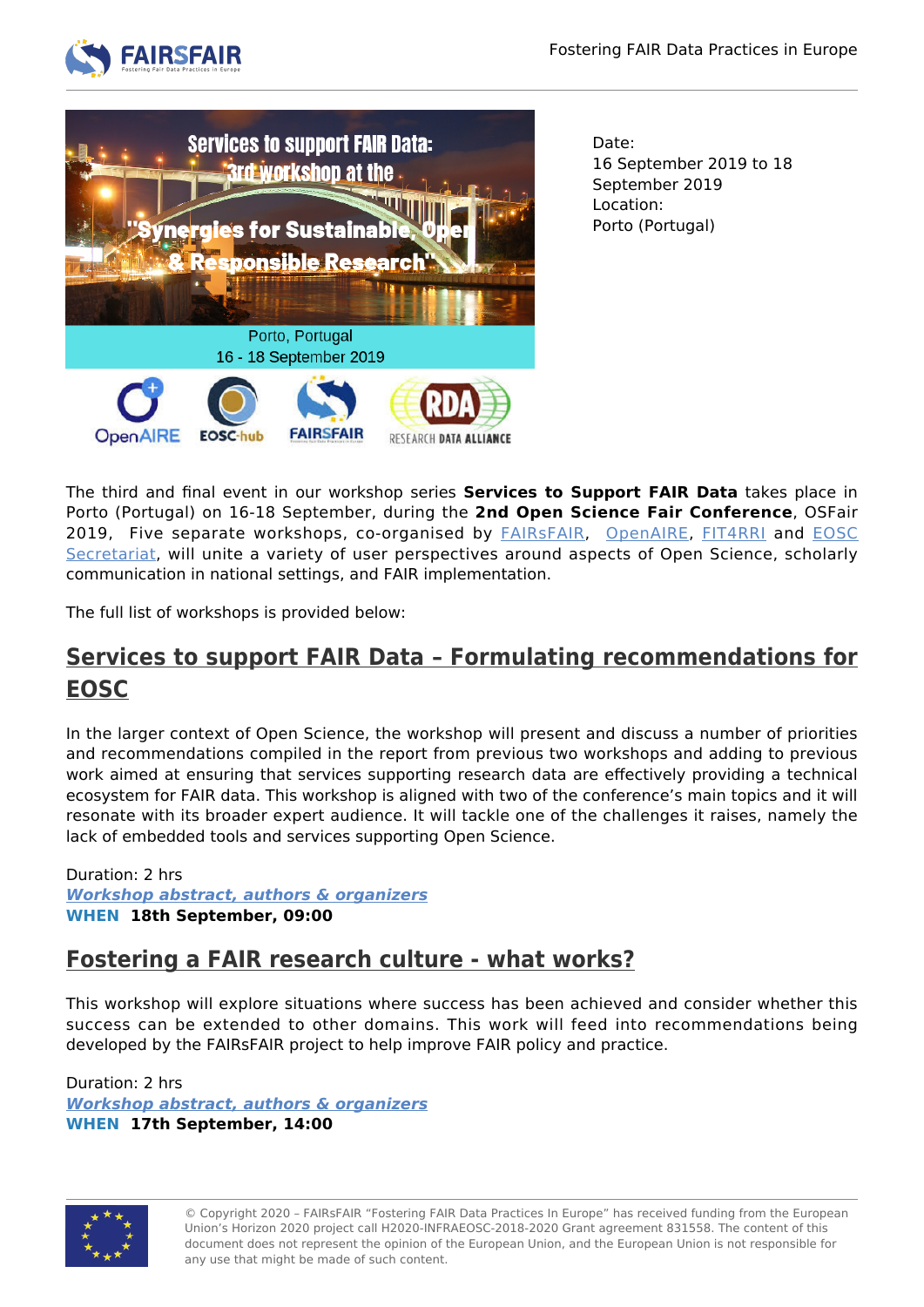Date:
16 September 2019 to 18 September 2019
Location:
Porto (Portugal)

The third and final event in our workshop series **Services to Support FAIR Data** takes place in Porto (Portugal) on 16-18 September, during the **2nd Open Science Fair Conference**, OSFair 2019, Five separate workshops, co-organised by FAIRsFAIR, OpenAIRE, FIT4RRI and EOSC Secretariat, will unite a variety of user perspectives around aspects of Open Science, scholarly communication in national settings, and FAIR implementation.

The full list of workshops is provided below:

## Services to support FAIR Data – Formulating recommendations for EOSC

In the larger context of Open Science, the workshop will present and discuss a number of priorities and recommendations compiled in the report from previous two workshops and adding to previous work aimed at ensuring that services supporting research data are effectively providing a technical ecosystem for FAIR data. This workshop is aligned with two of the conference's main topics and it will resonate with its broader expert audience. It will tackle one of the challenges it raises, namely the lack of embedded tools and services supporting Open Science.

Duration: 2 hrs
***Workshop abstract, authors & organizers***
**WHEN 18th September, 09:00**

## Fostering a FAIR research culture - what works?

This workshop will explore situations where success has been achieved and consider whether this success can be extended to other domains. This work will feed into recommendations being developed by the FAIRsFAIR project to help improve FAIR policy and practice.

Duration: 2 hrs
***Workshop abstract, authors & organizers***
**WHEN 17th September, 14:00**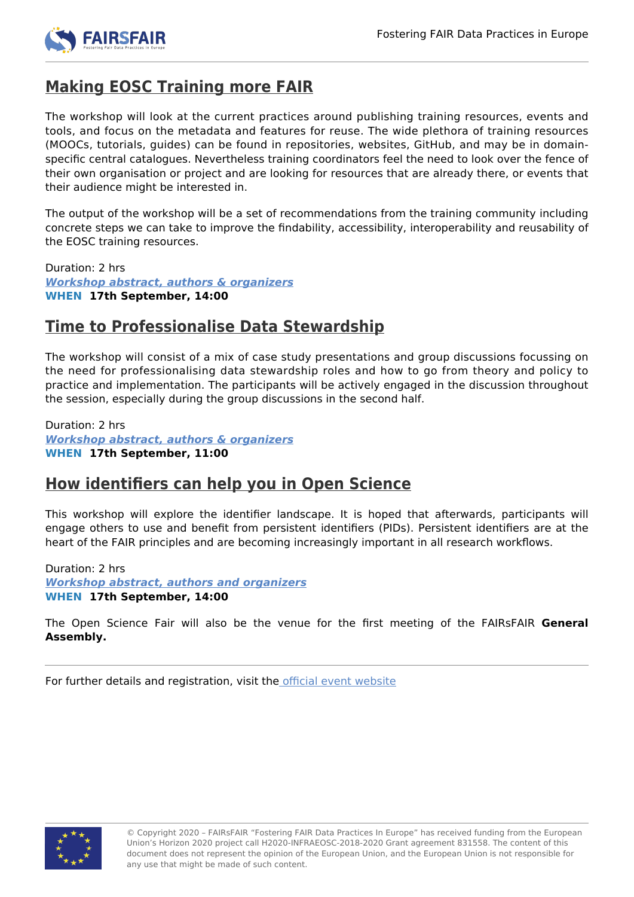## Making EOSC Training more FAIR

The workshop will look at the current practices around publishing training resources, events and tools, and focus on the metadata and features for reuse. The wide plethora of training resources (MOOCs, tutorials, guides) can be found in repositories, websites, GitHub, and may be in domain-specific central catalogues. Nevertheless training coordinators feel the need to look over the fence of their own organisation or project and are looking for resources that are already there, or events that their audience might be interested in.

The output of the workshop will be a set of recommendations from the training community including concrete steps we can take to improve the findability, accessibility, interoperability and reusability of the EOSC training resources.

Duration: 2 hrs
***Workshop abstract, authors & organizers***
**WHEN 17th September, 14:00**

## Time to Professionalise Data Stewardship

The workshop will consist of a mix of case study presentations and group discussions focussing on the need for professionalising data stewardship roles and how to go from theory and policy to practice and implementation. The participants will be actively engaged in the discussion throughout the session, especially during the group discussions in the second half.

Duration: 2 hrs
***Workshop abstract, authors & organizers***
**WHEN 17th September, 11:00**

## How identifiers can help you in Open Science

This workshop will explore the identifier landscape. It is hoped that afterwards, participants will engage others to use and benefit from persistent identifiers (PIDs). Persistent identifiers are at the heart of the FAIR principles and are becoming increasingly important in all research workflows.

Duration: 2 hrs
***Workshop abstract, authors and organizers***
**WHEN 17th September, 14:00**

The Open Science Fair will also be the venue for the first meeting of the FAIRsFAIR **General Assembly.**

---

For further details and registration, visit the official event website

© Copyright 2020 – FAIRsFAIR "Fostering FAIR Data Practices In Europe" has received funding from the European Union's Horizon 2020 project call H2020-INFRAEOSC-2018-2020 Grant agreement 831558. The content of this document does not represent the opinion of the European Union, and the European Union is not responsible for any use that might be made of such content.